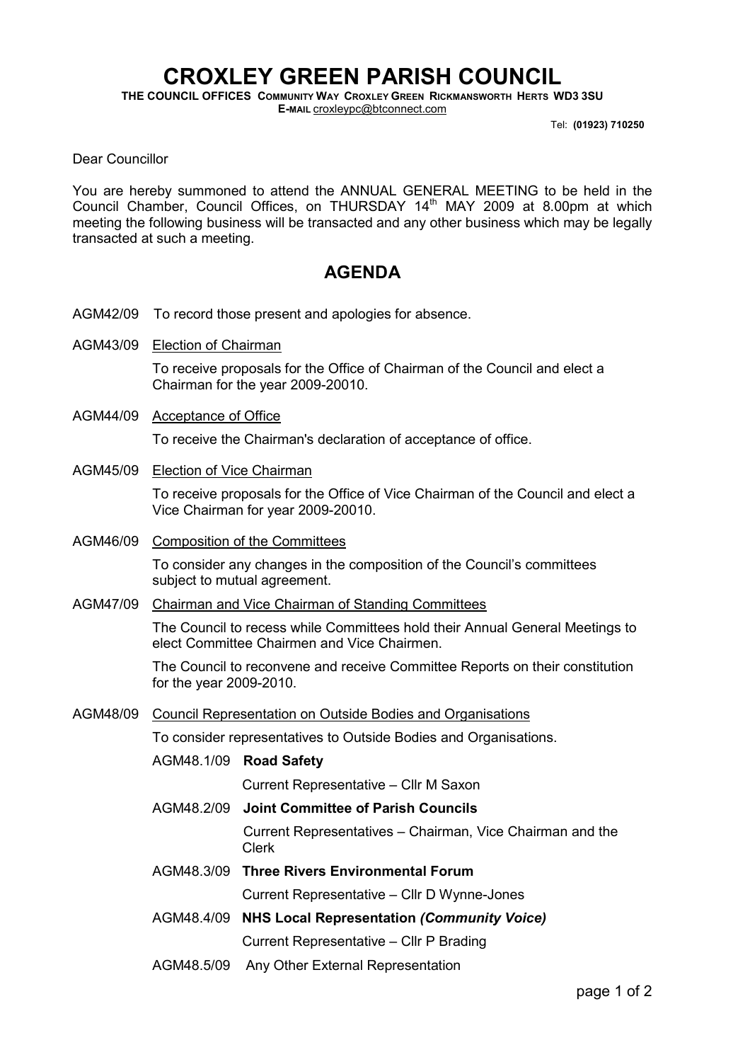# CROXLEY GREEN PARISH COUNCIL

**THE COUNCIL OFFICES COMMUNITY WAY CROXLEY GREEN RICKMANSWORTH HERTS WD3 3SU**
**E-MAIL** croxleypc@btconnect.com

Tel: **(01923) 710250**

Dear Councillor

You are hereby summoned to attend the ANNUAL GENERAL MEETING to be held in the Council Chamber, Council Offices, on THURSDAY 14th MAY 2009 at 8.00pm at which meeting the following business will be transacted and any other business which may be legally transacted at such a meeting.

## AGENDA

AGM42/09 To record those present and apologies for absence.

AGM43/09 Election of Chairman

To receive proposals for the Office of Chairman of the Council and elect a Chairman for the year 2009-20010.

AGM44/09 Acceptance of Office

To receive the Chairman's declaration of acceptance of office.

AGM45/09 Election of Vice Chairman

To receive proposals for the Office of Vice Chairman of the Council and elect a Vice Chairman for year 2009-20010.

AGM46/09 Composition of the Committees

To consider any changes in the composition of the Council's committees subject to mutual agreement.

AGM47/09 Chairman and Vice Chairman of Standing Committees

The Council to recess while Committees hold their Annual General Meetings to elect Committee Chairmen and Vice Chairmen.

The Council to reconvene and receive Committee Reports on their constitution for the year 2009-2010.

AGM48/09 Council Representation on Outside Bodies and Organisations

To consider representatives to Outside Bodies and Organisations.

AGM48.1/09 **Road Safety**

Current Representative – Cllr M Saxon

AGM48.2/09 **Joint Committee of Parish Councils**

Current Representatives – Chairman, Vice Chairman and the Clerk

AGM48.3/09 **Three Rivers Environmental Forum**

Current Representative – Cllr D Wynne-Jones

AGM48.4/09 **NHS Local Representation *(Community Voice)***

Current Representative – Cllr P Brading

AGM48.5/09 Any Other External Representation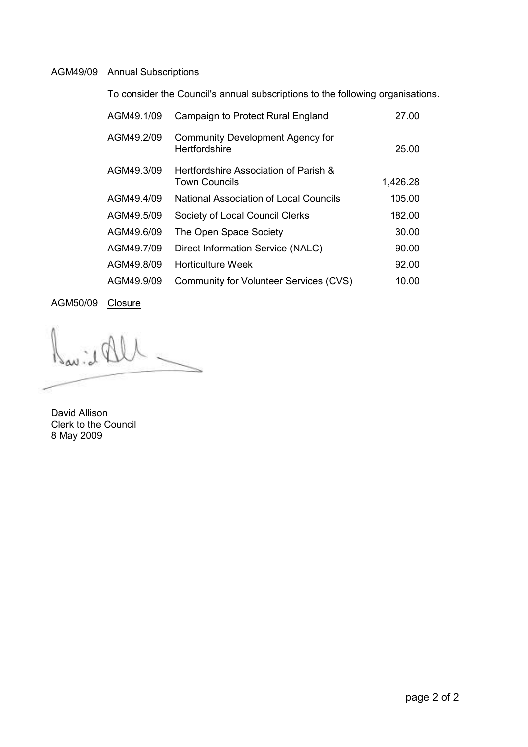AGM49/09 Annual Subscriptions

To consider the Council's annual subscriptions to the following organisations.

| | | |
|---|---|---|
| AGM49.1/09 | Campaign to Protect Rural England | 27.00 |
| AGM49.2/09 | Community Development Agency for Hertfordshire | 25.00 |
| AGM49.3/09 | Hertfordshire Association of Parish & Town Councils | 1,426.28 |
| AGM49.4/09 | National Association of Local Councils | 105.00 |
| AGM49.5/09 | Society of Local Council Clerks | 182.00 |
| AGM49.6/09 | The Open Space Society | 30.00 |
| AGM49.7/09 | Direct Information Service (NALC) | 90.00 |
| AGM49.8/09 | Horticulture Week | 92.00 |
| AGM49.9/09 | Community for Volunteer Services (CVS) | 10.00 |

AGM50/09 Closure

David Allison
Clerk to the Council
8 May 2009